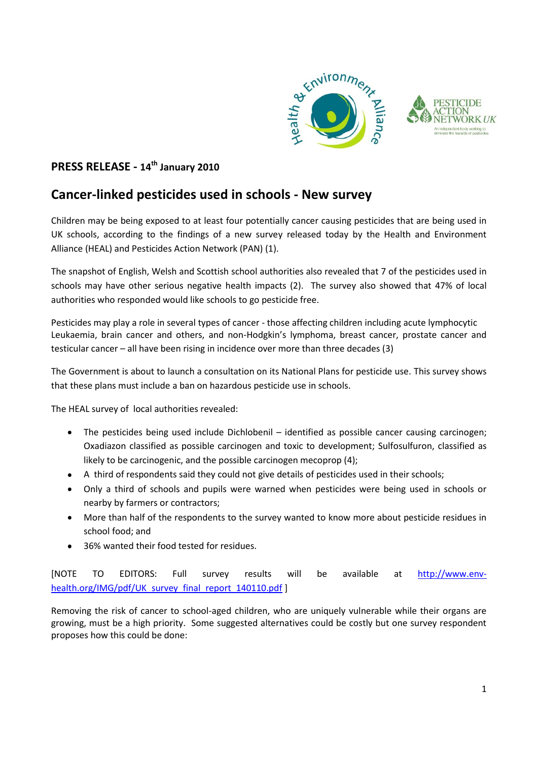## PRESS RELEASE - 14th January 2010

# Cancer-linked pesticides used in schools - New survey

Children may be being exposed to at least four potentially cancer causing pesticides that are being used in UK schools, according to the findings of a new survey released today by the Health and Environment Alliance (HEAL) and Pesticides Action Network (PAN) (1).

The snapshot of English, Welsh and Scottish school authorities also revealed that 7 of the pesticides used in schools may have other serious negative health impacts (2). The survey also showed that 47% of local authorities who responded would like schools to go pesticide free.

Pesticides may play a role in several types of cancer - those affecting children including acute lymphocytic Leukaemia, brain cancer and others, and non-Hodgkin's lymphoma, breast cancer, prostate cancer and testicular cancer – all have been rising in incidence over more than three decades (3)

The Government is about to launch a consultation on its National Plans for pesticide use. This survey shows that these plans must include a ban on hazardous pesticide use in schools.

The HEAL survey of local authorities revealed:

- The pesticides being used include Dichlobenil – identified as possible cancer causing carcinogen; Oxadiazon classified as possible carcinogen and toxic to development; Sulfosulfuron, classified as likely to be carcinogenic, and the possible carcinogen mecoprop (4);
- A third of respondents said they could not give details of pesticides used in their schools;
- Only a third of schools and pupils were warned when pesticides were being used in schools or nearby by farmers or contractors;
- More than half of the respondents to the survey wanted to know more about pesticide residues in school food; and
- 36% wanted their food tested for residues.

[NOTE TO EDITORS: Full survey results will be available at http://www.env-health.org/IMG/pdf/UK_survey_final_report_140110.pdf ]

Removing the risk of cancer to school-aged children, who are uniquely vulnerable while their organs are growing, must be a high priority. Some suggested alternatives could be costly but one survey respondent proposes how this could be done: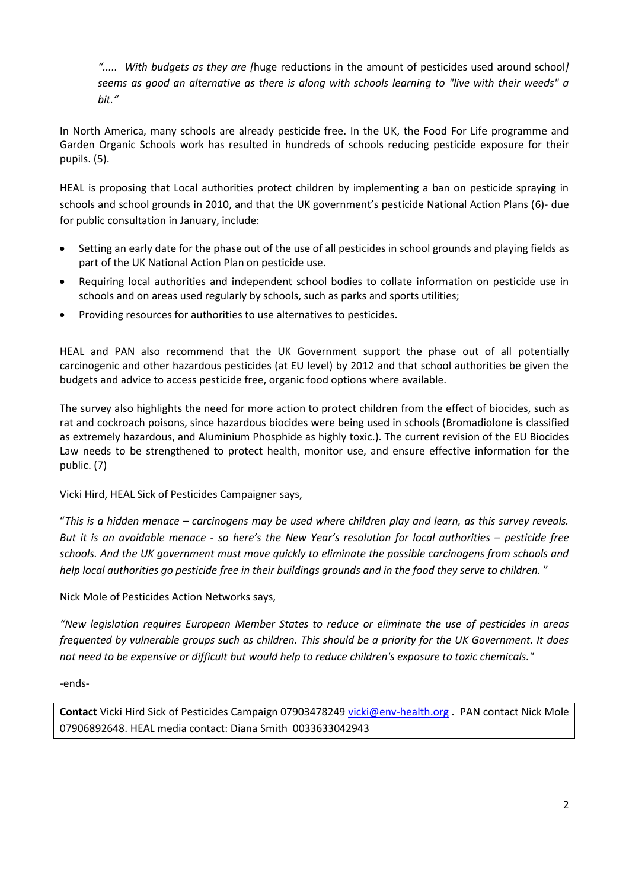*"..... With budgets as they are [*huge reductions in the amount of pesticides used around school*] seems as good an alternative as there is along with schools learning to "live with their weeds" a bit."*

In North America, many schools are already pesticide free. In the UK, the Food For Life programme and Garden Organic Schools work has resulted in hundreds of schools reducing pesticide exposure for their pupils. (5).

HEAL is proposing that Local authorities protect children by implementing a ban on pesticide spraying in schools and school grounds in 2010, and that the UK government's pesticide National Action Plans (6)- due for public consultation in January, include:

- Setting an early date for the phase out of the use of all pesticides in school grounds and playing fields as part of the UK National Action Plan on pesticide use.
- Requiring local authorities and independent school bodies to collate information on pesticide use in schools and on areas used regularly by schools, such as parks and sports utilities;
- Providing resources for authorities to use alternatives to pesticides.

HEAL and PAN also recommend that the UK Government support the phase out of all potentially carcinogenic and other hazardous pesticides (at EU level) by 2012 and that school authorities be given the budgets and advice to access pesticide free, organic food options where available.

The survey also highlights the need for more action to protect children from the effect of biocides, such as rat and cockroach poisons, since hazardous biocides were being used in schools (Bromadiolone is classified as extremely hazardous, and Aluminium Phosphide as highly toxic.). The current revision of the EU Biocides Law needs to be strengthened to protect health, monitor use, and ensure effective information for the public. (7)

Vicki Hird, HEAL Sick of Pesticides Campaigner says,

"*This is a hidden menace – carcinogens may be used where children play and learn, as this survey reveals. But it is an avoidable menace - so here's the New Year's resolution for local authorities – pesticide free schools. And the UK government must move quickly to eliminate the possible carcinogens from schools and help local authorities go pesticide free in their buildings grounds and in the food they serve to children.* "

Nick Mole of Pesticides Action Networks says,

*"New legislation requires European Member States to reduce or eliminate the use of pesticides in areas frequented by vulnerable groups such as children. This should be a priority for the UK Government. It does not need to be expensive or difficult but would help to reduce children's exposure to toxic chemicals."*

-ends-

**Contact** Vicki Hird Sick of Pesticides Campaign 07903478249 vicki@env-health.org . PAN contact Nick Mole 07906892648. HEAL media contact: Diana Smith 0033633042943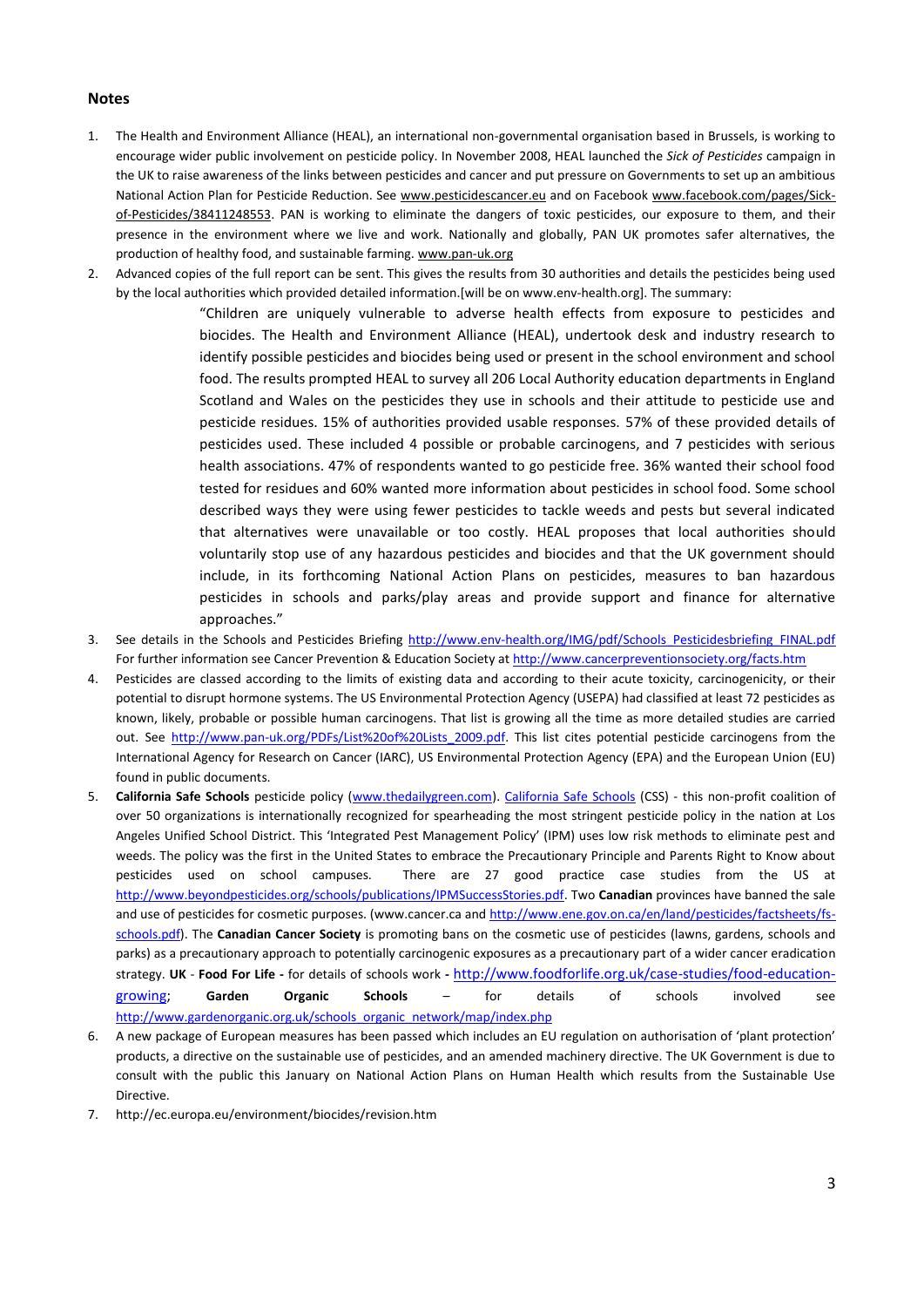## Notes

1. The Health and Environment Alliance (HEAL), an international non-governmental organisation based in Brussels, is working to encourage wider public involvement on pesticide policy. In November 2008, HEAL launched the *Sick of Pesticides* campaign in the UK to raise awareness of the links between pesticides and cancer and put pressure on Governments to set up an ambitious National Action Plan for Pesticide Reduction. See www.pesticidescancer.eu and on Facebook www.facebook.com/pages/Sick-of-Pesticides/38411248553. PAN is working to eliminate the dangers of toxic pesticides, our exposure to them, and their presence in the environment where we live and work. Nationally and globally, PAN UK promotes safer alternatives, the production of healthy food, and sustainable farming. www.pan-uk.org
2. Advanced copies of the full report can be sent. This gives the results from 30 authorities and details the pesticides being used by the local authorities which provided detailed information.[will be on www.env-health.org]. The summary:

   > "Children are uniquely vulnerable to adverse health effects from exposure to pesticides and biocides. The Health and Environment Alliance (HEAL), undertook desk and industry research to identify possible pesticides and biocides being used or present in the school environment and school food. The results prompted HEAL to survey all 206 Local Authority education departments in England Scotland and Wales on the pesticides they use in schools and their attitude to pesticide use and pesticide residues. 15% of authorities provided usable responses. 57% of these provided details of pesticides used. These included 4 possible or probable carcinogens, and 7 pesticides with serious health associations. 47% of respondents wanted to go pesticide free. 36% wanted their school food tested for residues and 60% wanted more information about pesticides in school food. Some school described ways they were using fewer pesticides to tackle weeds and pests but several indicated that alternatives were unavailable or too costly. HEAL proposes that local authorities should voluntarily stop use of any hazardous pesticides and biocides and that the UK government should include, in its forthcoming National Action Plans on pesticides, measures to ban hazardous pesticides in schools and parks/play areas and provide support and finance for alternative approaches."

3. See details in the Schools and Pesticides Briefing http://www.env-health.org/IMG/pdf/Schools_Pesticidesbriefing_FINAL.pdf For further information see Cancer Prevention & Education Society at http://www.cancerpreventionsociety.org/facts.htm
4. Pesticides are classed according to the limits of existing data and according to their acute toxicity, carcinogenicity, or their potential to disrupt hormone systems. The US Environmental Protection Agency (USEPA) had classified at least 72 pesticides as known, likely, probable or possible human carcinogens. That list is growing all the time as more detailed studies are carried out. See http://www.pan-uk.org/PDFs/List%20of%20Lists_2009.pdf. This list cites potential pesticide carcinogens from the International Agency for Research on Cancer (IARC), US Environmental Protection Agency (EPA) and the European Union (EU) found in public documents.
5. **California Safe Schools** pesticide policy (www.thedailygreen.com). California Safe Schools (CSS) - this non-profit coalition of over 50 organizations is internationally recognized for spearheading the most stringent pesticide policy in the nation at Los Angeles Unified School District. This 'Integrated Pest Management Policy' (IPM) uses low risk methods to eliminate pest and weeds. The policy was the first in the United States to embrace the Precautionary Principle and Parents Right to Know about pesticides used on school campuses. There are 27 good practice case studies from the US at http://www.beyondpesticides.org/schools/publications/IPMSuccessStories.pdf. Two **Canadian** provinces have banned the sale and use of pesticides for cosmetic purposes. (www.cancer.ca and http://www.ene.gov.on.ca/en/land/pesticides/factsheets/fs-schools.pdf). The **Canadian Cancer Society** is promoting bans on the cosmetic use of pesticides (lawns, gardens, schools and parks) as a precautionary approach to potentially carcinogenic exposures as a precautionary part of a wider cancer eradication strategy. **UK** - **Food For Life -** for details of schools work **-** http://www.foodforlife.org.uk/case-studies/food-education-growing; **Garden Organic Schools** – for details of schools involved see http://www.gardenorganic.org.uk/schools_organic_network/map/index.php
6. A new package of European measures has been passed which includes an EU regulation on authorisation of 'plant protection' products, a directive on the sustainable use of pesticides, and an amended machinery directive. The UK Government is due to consult with the public this January on National Action Plans on Human Health which results from the Sustainable Use Directive.
7. http://ec.europa.eu/environment/biocides/revision.htm